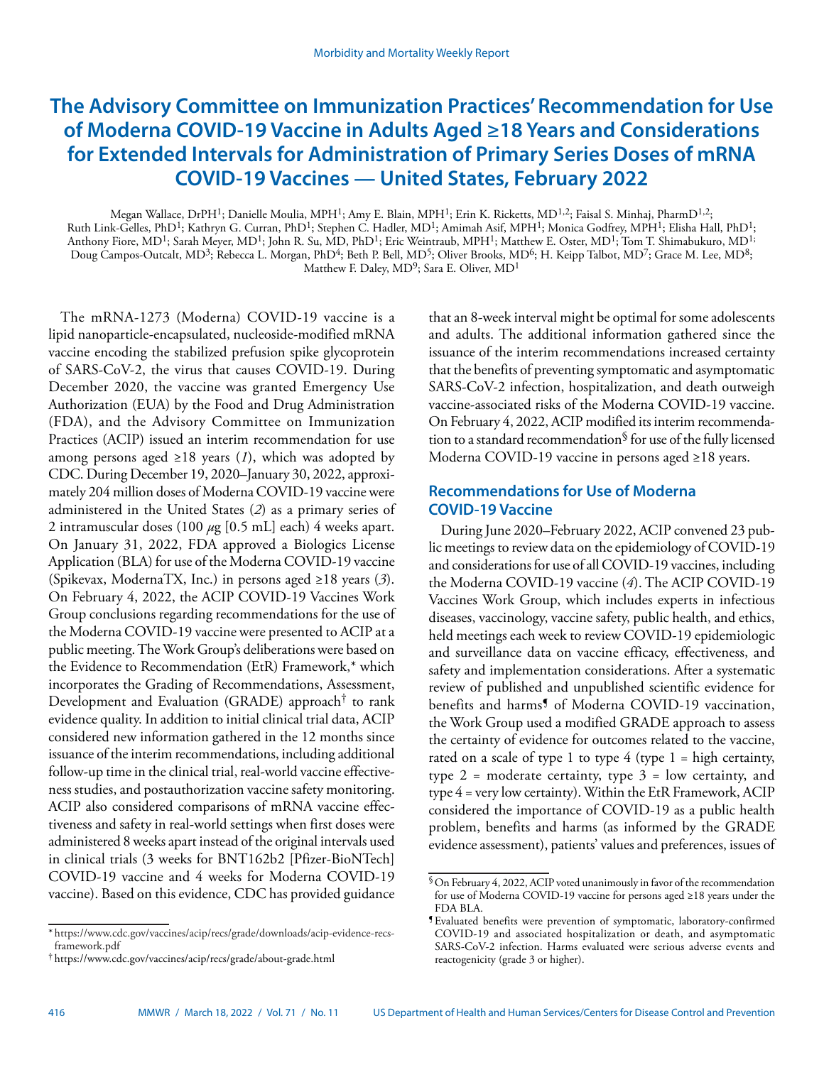# The Advisory Committee on Immunization Practices' Recommendation for Use of Moderna COVID-19 Vaccine in Adults Aged ≥18 Years and Considerations for Extended Intervals for Administration of Primary Series Doses of mRNA COVID-19 Vaccines — United States, February 2022

Megan Wallace, DrPH[1]; Danielle Moulia, MPH[1]; Amy E. Blain, MPH[1]; Erin K. Ricketts, MD[1,2]; Faisal S. Minhaj, PharmD[1,2]; Ruth Link-Gelles, PhD[1]; Kathryn G. Curran, PhD[1]; Stephen C. Hadler, MD[1]; Amimah Asif, MPH[1]; Monica Godfrey, MPH[1]; Elisha Hall, PhD[1]; Anthony Fiore, MD[1]; Sarah Meyer, MD[1]; John R. Su, MD, PhD[1]; Eric Weintraub, MPH[1]; Matthew E. Oster, MD[1]; Tom T. Shimabukuro, MD[1]; Doug Campos-Outcalt, MD[3]; Rebecca L. Morgan, PhD[4]; Beth P. Bell, MD[5]; Oliver Brooks, MD[6]; H. Keipp Talbot, MD[7]; Grace M. Lee, MD[8]; Matthew F. Daley, MD[9]; Sara E. Oliver, MD[1]

The mRNA-1273 (Moderna) COVID-19 vaccine is a lipid nanoparticle-encapsulated, nucleoside-modified mRNA vaccine encoding the stabilized prefusion spike glycoprotein of SARS-CoV-2, the virus that causes COVID-19. During December 2020, the vaccine was granted Emergency Use Authorization (EUA) by the Food and Drug Administration (FDA), and the Advisory Committee on Immunization Practices (ACIP) issued an interim recommendation for use among persons aged ≥18 years (*1*), which was adopted by CDC. During December 19, 2020–January 30, 2022, approximately 204 million doses of Moderna COVID-19 vaccine were administered in the United States (*2*) as a primary series of 2 intramuscular doses (100 $\mu$g [0.5 mL] each) 4 weeks apart. On January 31, 2022, FDA approved a Biologics License Application (BLA) for use of the Moderna COVID-19 vaccine (Spikevax, ModernaTX, Inc.) in persons aged ≥18 years (*3*). On February 4, 2022, the ACIP COVID-19 Vaccines Work Group conclusions regarding recommendations for the use of the Moderna COVID-19 vaccine were presented to ACIP at a public meeting. The Work Group's deliberations were based on the Evidence to Recommendation (EtR) Framework,* which incorporates the Grading of Recommendations, Assessment, Development and Evaluation (GRADE) approach† to rank evidence quality. In addition to initial clinical trial data, ACIP considered new information gathered in the 12 months since issuance of the interim recommendations, including additional follow-up time in the clinical trial, real-world vaccine effectiveness studies, and postauthorization vaccine safety monitoring. ACIP also considered comparisons of mRNA vaccine effectiveness and safety in real-world settings when first doses were administered 8 weeks apart instead of the original intervals used in clinical trials (3 weeks for BNT162b2 [Pfizer-BioNTech] COVID-19 vaccine and 4 weeks for Moderna COVID-19 vaccine). Based on this evidence, CDC has provided guidance that an 8-week interval might be optimal for some adolescents and adults. The additional information gathered since the issuance of the interim recommendations increased certainty that the benefits of preventing symptomatic and asymptomatic SARS-CoV-2 infection, hospitalization, and death outweigh vaccine-associated risks of the Moderna COVID-19 vaccine. On February 4, 2022, ACIP modified its interim recommendation to a standard recommendation§ for use of the fully licensed Moderna COVID-19 vaccine in persons aged ≥18 years.

## Recommendations for Use of Moderna COVID-19 Vaccine

During June 2020–February 2022, ACIP convened 23 public meetings to review data on the epidemiology of COVID-19 and considerations for use of all COVID-19 vaccines, including the Moderna COVID-19 vaccine (*4*). The ACIP COVID-19 Vaccines Work Group, which includes experts in infectious diseases, vaccinology, vaccine safety, public health, and ethics, held meetings each week to review COVID-19 epidemiologic and surveillance data on vaccine efficacy, effectiveness, and safety and implementation considerations. After a systematic review of published and unpublished scientific evidence for benefits and harms¶ of Moderna COVID-19 vaccination, the Work Group used a modified GRADE approach to assess the certainty of evidence for outcomes related to the vaccine, rated on a scale of type 1 to type 4 (type 1 = high certainty, type 2 = moderate certainty, type 3 = low certainty, and type 4 = very low certainty). Within the EtR Framework, ACIP considered the importance of COVID-19 as a public health problem, benefits and harms (as informed by the GRADE evidence assessment), patients' values and preferences, issues of

---

\* https://www.cdc.gov/vaccines/acip/recs/grade/downloads/acip-evidence-recs-framework.pdf

† https://www.cdc.gov/vaccines/acip/recs/grade/about-grade.html

§ On February 4, 2022, ACIP voted unanimously in favor of the recommendation for use of Moderna COVID-19 vaccine for persons aged ≥18 years under the FDA BLA.

¶ Evaluated benefits were prevention of symptomatic, laboratory-confirmed COVID-19 and associated hospitalization or death, and asymptomatic SARS-CoV-2 infection. Harms evaluated were serious adverse events and reactogenicity (grade 3 or higher).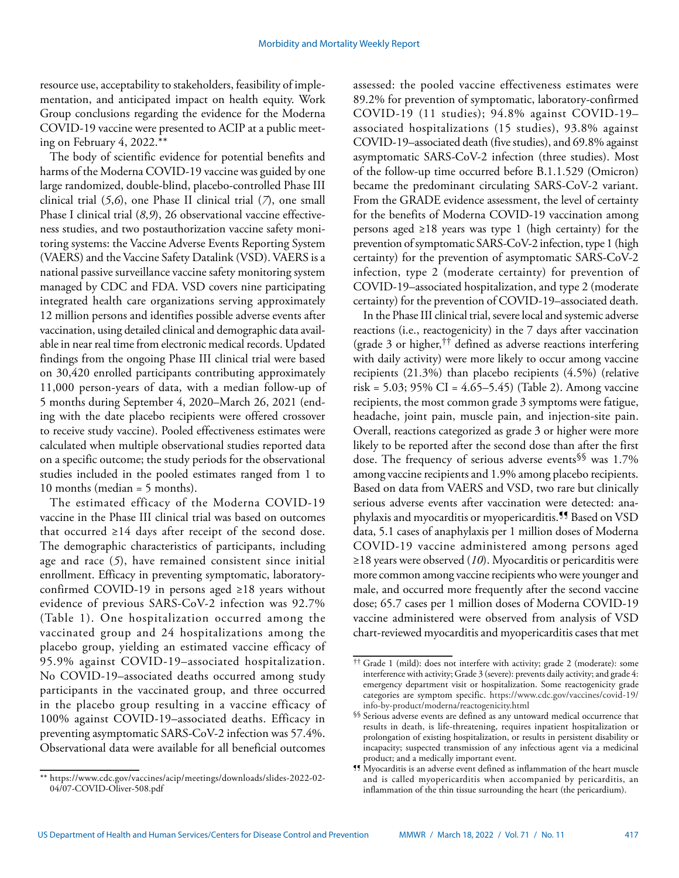resource use, acceptability to stakeholders, feasibility of implementation, and anticipated impact on health equity. Work Group conclusions regarding the evidence for the Moderna COVID-19 vaccine were presented to ACIP at a public meeting on February 4, 2022.**

The body of scientific evidence for potential benefits and harms of the Moderna COVID-19 vaccine was guided by one large randomized, double-blind, placebo-controlled Phase III clinical trial (*5*,*6*), one Phase II clinical trial (*7*), one small Phase I clinical trial (*8*,*9*), 26 observational vaccine effectiveness studies, and two postauthorization vaccine safety monitoring systems: the Vaccine Adverse Events Reporting System (VAERS) and the Vaccine Safety Datalink (VSD). VAERS is a national passive surveillance vaccine safety monitoring system managed by CDC and FDA. VSD covers nine participating integrated health care organizations serving approximately 12 million persons and identifies possible adverse events after vaccination, using detailed clinical and demographic data available in near real time from electronic medical records. Updated findings from the ongoing Phase III clinical trial were based on 30,420 enrolled participants contributing approximately 11,000 person-years of data, with a median follow-up of 5 months during September 4, 2020–March 26, 2021 (ending with the date placebo recipients were offered crossover to receive study vaccine). Pooled effectiveness estimates were calculated when multiple observational studies reported data on a specific outcome; the study periods for the observational studies included in the pooled estimates ranged from 1 to 10 months (median = 5 months).

The estimated efficacy of the Moderna COVID-19 vaccine in the Phase III clinical trial was based on outcomes that occurred ≥14 days after receipt of the second dose. The demographic characteristics of participants, including age and race (*5*), have remained consistent since initial enrollment. Efficacy in preventing symptomatic, laboratory-confirmed COVID-19 in persons aged ≥18 years without evidence of previous SARS-CoV-2 infection was 92.7% (Table 1). One hospitalization occurred among the vaccinated group and 24 hospitalizations among the placebo group, yielding an estimated vaccine efficacy of 95.9% against COVID-19–associated hospitalization. No COVID-19–associated deaths occurred among study participants in the vaccinated group, and three occurred in the placebo group resulting in a vaccine efficacy of 100% against COVID-19–associated deaths. Efficacy in preventing asymptomatic SARS-CoV-2 infection was 57.4%. Observational data were available for all beneficial outcomes assessed: the pooled vaccine effectiveness estimates were 89.2% for prevention of symptomatic, laboratory-confirmed COVID-19 (11 studies); 94.8% against COVID-19–associated hospitalizations (15 studies), 93.8% against COVID-19–associated death (five studies), and 69.8% against asymptomatic SARS-CoV-2 infection (three studies). Most of the follow-up time occurred before B.1.1.529 (Omicron) became the predominant circulating SARS-CoV-2 variant. From the GRADE evidence assessment, the level of certainty for the benefits of Moderna COVID-19 vaccination among persons aged ≥18 years was type 1 (high certainty) for the prevention of symptomatic SARS-CoV-2 infection, type 1 (high certainty) for the prevention of asymptomatic SARS-CoV-2 infection, type 2 (moderate certainty) for prevention of COVID-19–associated hospitalization, and type 2 (moderate certainty) for the prevention of COVID-19–associated death.

In the Phase III clinical trial, severe local and systemic adverse reactions (i.e., reactogenicity) in the 7 days after vaccination (grade 3 or higher,†† defined as adverse reactions interfering with daily activity) were more likely to occur among vaccine recipients (21.3%) than placebo recipients (4.5%) (relative risk = 5.03; 95% CI = 4.65–5.45) (Table 2). Among vaccine recipients, the most common grade 3 symptoms were fatigue, headache, joint pain, muscle pain, and injection-site pain. Overall, reactions categorized as grade 3 or higher were more likely to be reported after the second dose than after the first dose. The frequency of serious adverse events§§ was 1.7% among vaccine recipients and 1.9% among placebo recipients. Based on data from VAERS and VSD, two rare but clinically serious adverse events after vaccination were detected: anaphylaxis and myocarditis or myopericarditis.¶¶ Based on VSD data, 5.1 cases of anaphylaxis per 1 million doses of Moderna COVID-19 vaccine administered among persons aged ≥18 years were observed (*10*). Myocarditis or pericarditis were more common among vaccine recipients who were younger and male, and occurred more frequently after the second vaccine dose; 65.7 cases per 1 million doses of Moderna COVID-19 vaccine administered were observed from analysis of VSD chart-reviewed myocarditis and myopericarditis cases that met

** https://www.cdc.gov/vaccines/acip/meetings/downloads/slides-2022-02-04/07-COVID-Oliver-508.pdf

†† Grade 1 (mild): does not interfere with activity; grade 2 (moderate): some interference with activity; Grade 3 (severe): prevents daily activity; and grade 4: emergency department visit or hospitalization. Some reactogenicity grade categories are symptom specific. https://www.cdc.gov/vaccines/covid-19/info-by-product/moderna/reactogenicity.html

§§ Serious adverse events are defined as any untoward medical occurrence that results in death, is life-threatening, requires inpatient hospitalization or prolongation of existing hospitalization, or results in persistent disability or incapacity; suspected transmission of any infectious agent via a medicinal product; and a medically important event.

¶¶ Myocarditis is an adverse event defined as inflammation of the heart muscle and is called myopericarditis when accompanied by pericarditis, an inflammation of the thin tissue surrounding the heart (the pericardium).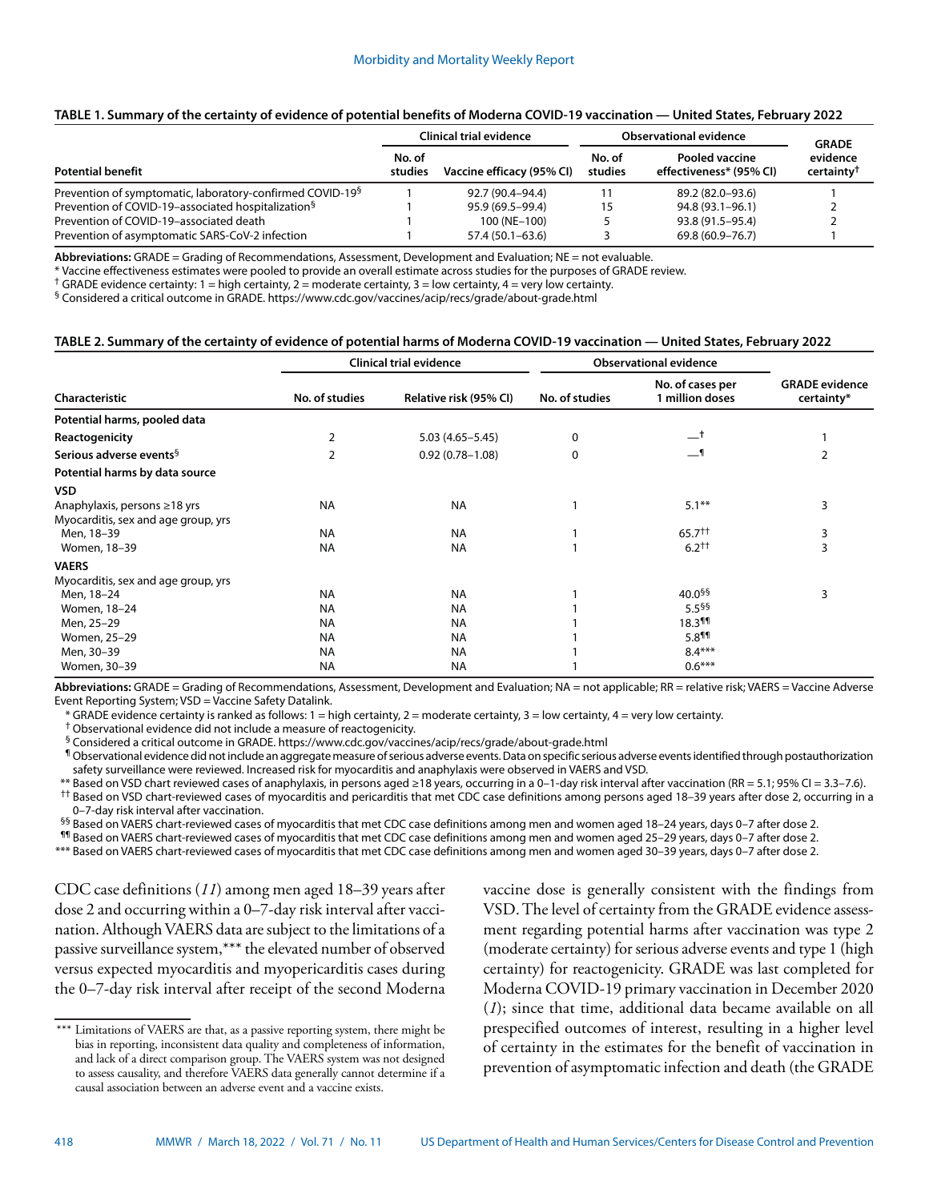**TABLE 1. Summary of the certainty of evidence of potential benefits of Moderna COVID-19 vaccination — United States, February 2022**

| | Clinical trial evidence | | Observational evidence | | GRADE evidence certainty† |
|---|---|---|---|---|---|
| Potential benefit | No. of studies | Vaccine efficacy (95% CI) | No. of studies | Pooled vaccine effectiveness* (95% CI) | |
| Prevention of symptomatic, laboratory-confirmed COVID-19§ | 1 | 92.7 (90.4–94.4) | 11 | 89.2 (82.0–93.6) | 1 |
| Prevention of COVID-19–associated hospitalization§ | 1 | 95.9 (69.5–99.4) | 15 | 94.8 (93.1–96.1) | 2 |
| Prevention of COVID-19–associated death | 1 | 100 (NE–100) | 5 | 93.8 (91.5–95.4) | 2 |
| Prevention of asymptomatic SARS-CoV-2 infection | 1 | 57.4 (50.1–63.6) | 3 | 69.8 (60.9–76.7) | 1 |

**Abbreviations:** GRADE = Grading of Recommendations, Assessment, Development and Evaluation; NE = not evaluable.
* Vaccine effectiveness estimates were pooled to provide an overall estimate across studies for the purposes of GRADE review.
† GRADE evidence certainty: 1 = high certainty, 2 = moderate certainty, 3 = low certainty, 4 = very low certainty.
§ Considered a critical outcome in GRADE. https://www.cdc.gov/vaccines/acip/recs/grade/about-grade.html

**TABLE 2. Summary of the certainty of evidence of potential harms of Moderna COVID-19 vaccination — United States, February 2022**

| | Clinical trial evidence | | Observational evidence | | GRADE evidence certainty* |
|---|---|---|---|---|---|
| Characteristic | No. of studies | Relative risk (95% CI) | No. of studies | No. of cases per 1 million doses | |
| **Potential harms, pooled data** | | | | | |
| **Reactogenicity** | 2 | 5.03 (4.65–5.45) | 0 | —† | 1 |
| **Serious adverse events§** | 2 | 0.92 (0.78–1.08) | 0 | —¶ | 2 |
| **Potential harms by data source** | | | | | |
| **VSD** | | | | | |
| Anaphylaxis, persons ≥18 yrs | NA | NA | 1 | 5.1** | 3 |
| Myocarditis, sex and age group, yrs | | | | | |
| Men, 18–39 | NA | NA | 1 | 65.7†† | 3 |
| Women, 18–39 | NA | NA | 1 | 6.2†† | 3 |
| **VAERS** | | | | | |
| Myocarditis, sex and age group, yrs | | | | | |
| Men, 18–24 | NA | NA | 1 | 40.0§§ | 3 |
| Women, 18–24 | NA | NA | 1 | 5.5§§ | |
| Men, 25–29 | NA | NA | 1 | 18.3¶¶ | |
| Women, 25–29 | NA | NA | 1 | 5.8¶¶ | |
| Men, 30–39 | NA | NA | 1 | 8.4*** | |
| Women, 30–39 | NA | NA | 1 | 0.6*** | |

**Abbreviations:** GRADE = Grading of Recommendations, Assessment, Development and Evaluation; NA = not applicable; RR = relative risk; VAERS = Vaccine Adverse Event Reporting System; VSD = Vaccine Safety Datalink.
* GRADE evidence certainty is ranked as follows: 1 = high certainty, 2 = moderate certainty, 3 = low certainty, 4 = very low certainty.
† Observational evidence did not include a measure of reactogenicity.
§ Considered a critical outcome in GRADE. https://www.cdc.gov/vaccines/acip/recs/grade/about-grade.html
¶ Observational evidence did not include an aggregate measure of serious adverse events. Data on specific serious adverse events identified through postauthorization safety surveillance were reviewed. Increased risk for myocarditis and anaphylaxis were observed in VAERS and VSD.
** Based on VSD chart reviewed cases of anaphylaxis, in persons aged ≥18 years, occurring in a 0–1-day risk interval after vaccination (RR = 5.1; 95% CI = 3.3–7.6).
†† Based on VSD chart-reviewed cases of myocarditis and pericarditis that met CDC case definitions among persons aged 18–39 years after dose 2, occurring in a 0–7-day risk interval after vaccination.
§§ Based on VAERS chart-reviewed cases of myocarditis that met CDC case definitions among men and women aged 18–24 years, days 0–7 after dose 2.
¶¶ Based on VAERS chart-reviewed cases of myocarditis that met CDC case definitions among men and women aged 25–29 years, days 0–7 after dose 2.
*** Based on VAERS chart-reviewed cases of myocarditis that met CDC case definitions among men and women aged 30–39 years, days 0–7 after dose 2.

CDC case definitions (*11*) among men aged 18–39 years after dose 2 and occurring within a 0–7-day risk interval after vaccination. Although VAERS data are subject to the limitations of a passive surveillance system,*** the elevated number of observed versus expected myocarditis and myopericarditis cases during the 0–7-day risk interval after receipt of the second Moderna vaccine dose is generally consistent with the findings from VSD. The level of certainty from the GRADE evidence assessment regarding potential harms after vaccination was type 2 (moderate certainty) for serious adverse events and type 1 (high certainty) for reactogenicity. GRADE was last completed for Moderna COVID-19 primary vaccination in December 2020 (*1*); since that time, additional data became available on all prespecified outcomes of interest, resulting in a higher level of certainty in the estimates for the benefit of vaccination in prevention of asymptomatic infection and death (the GRADE

*** Limitations of VAERS are that, as a passive reporting system, there might be bias in reporting, inconsistent data quality and completeness of information, and lack of a direct comparison group. The VAERS system was not designed to assess causality, and therefore VAERS data generally cannot determine if a causal association between an adverse event and a vaccine exists.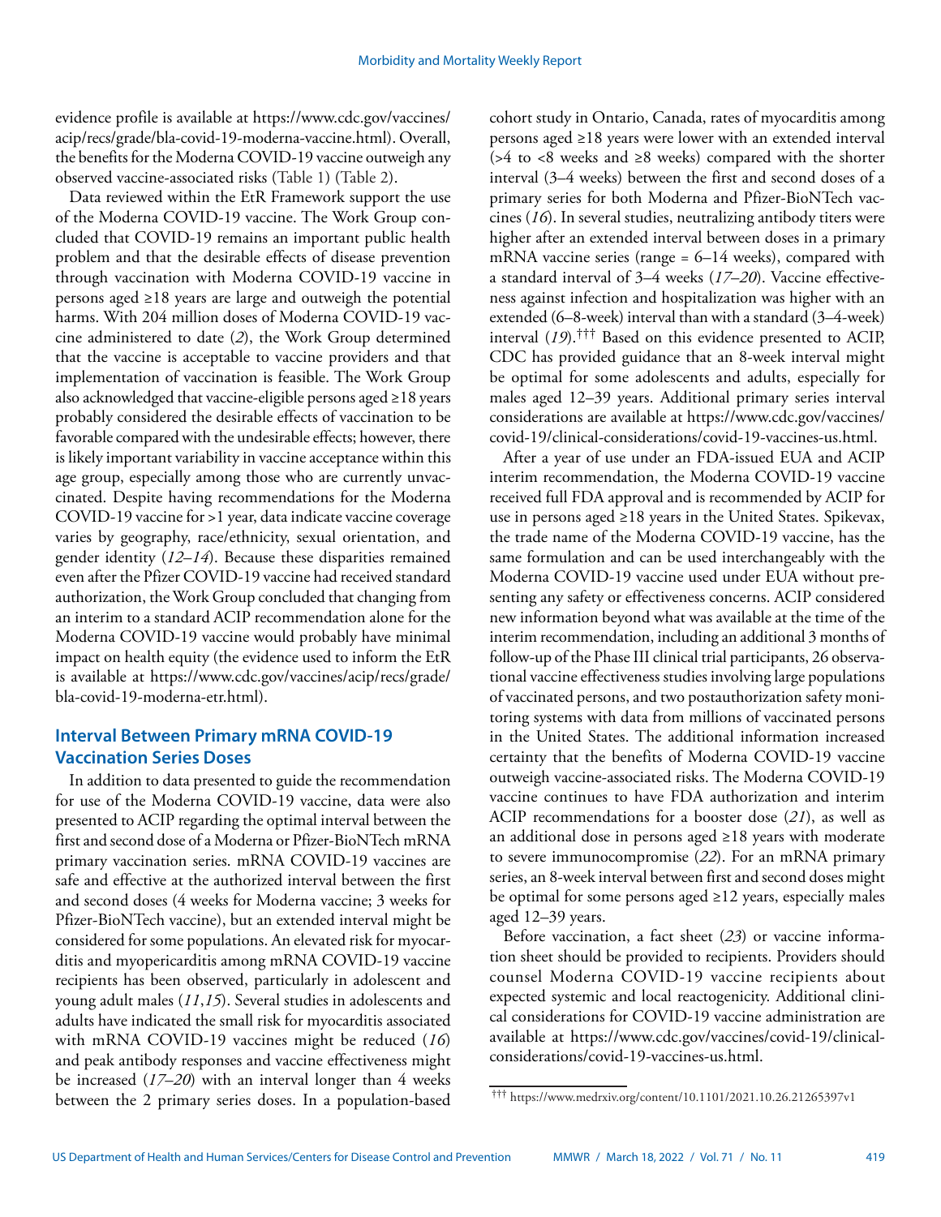evidence profile is available at https://www.cdc.gov/vaccines/acip/recs/grade/bla-covid-19-moderna-vaccine.html). Overall, the benefits for the Moderna COVID-19 vaccine outweigh any observed vaccine-associated risks (Table 1) (Table 2).

Data reviewed within the EtR Framework support the use of the Moderna COVID-19 vaccine. The Work Group concluded that COVID-19 remains an important public health problem and that the desirable effects of disease prevention through vaccination with Moderna COVID-19 vaccine in persons aged ≥18 years are large and outweigh the potential harms. With 204 million doses of Moderna COVID-19 vaccine administered to date (*2*), the Work Group determined that the vaccine is acceptable to vaccine providers and that implementation of vaccination is feasible. The Work Group also acknowledged that vaccine-eligible persons aged ≥18 years probably considered the desirable effects of vaccination to be favorable compared with the undesirable effects; however, there is likely important variability in vaccine acceptance within this age group, especially among those who are currently unvaccinated. Despite having recommendations for the Moderna COVID-19 vaccine for >1 year, data indicate vaccine coverage varies by geography, race/ethnicity, sexual orientation, and gender identity (*12–14*). Because these disparities remained even after the Pfizer COVID-19 vaccine had received standard authorization, the Work Group concluded that changing from an interim to a standard ACIP recommendation alone for the Moderna COVID-19 vaccine would probably have minimal impact on health equity (the evidence used to inform the EtR is available at https://www.cdc.gov/vaccines/acip/recs/grade/bla-covid-19-moderna-etr.html).

## Interval Between Primary mRNA COVID-19 Vaccination Series Doses

In addition to data presented to guide the recommendation for use of the Moderna COVID-19 vaccine, data were also presented to ACIP regarding the optimal interval between the first and second dose of a Moderna or Pfizer-BioNTech mRNA primary vaccination series. mRNA COVID-19 vaccines are safe and effective at the authorized interval between the first and second doses (4 weeks for Moderna vaccine; 3 weeks for Pfizer-BioNTech vaccine), but an extended interval might be considered for some populations. An elevated risk for myocarditis and myopericarditis among mRNA COVID-19 vaccine recipients has been observed, particularly in adolescent and young adult males (*11*,*15*). Several studies in adolescents and adults have indicated the small risk for myocarditis associated with mRNA COVID-19 vaccines might be reduced (*16*) and peak antibody responses and vaccine effectiveness might be increased (*17–20*) with an interval longer than 4 weeks between the 2 primary series doses. In a population-based cohort study in Ontario, Canada, rates of myocarditis among persons aged ≥18 years were lower with an extended interval (>4 to <8 weeks and ≥8 weeks) compared with the shorter interval (3–4 weeks) between the first and second doses of a primary series for both Moderna and Pfizer-BioNTech vaccines (*16*). In several studies, neutralizing antibody titers were higher after an extended interval between doses in a primary mRNA vaccine series (range = 6–14 weeks), compared with a standard interval of 3–4 weeks (*17–20*). Vaccine effectiveness against infection and hospitalization was higher with an extended (6–8-week) interval than with a standard (3–4-week) interval (*19*).[†††] Based on this evidence presented to ACIP, CDC has provided guidance that an 8-week interval might be optimal for some adolescents and adults, especially for males aged 12–39 years. Additional primary series interval considerations are available at https://www.cdc.gov/vaccines/covid-19/clinical-considerations/covid-19-vaccines-us.html.

After a year of use under an FDA-issued EUA and ACIP interim recommendation, the Moderna COVID-19 vaccine received full FDA approval and is recommended by ACIP for use in persons aged ≥18 years in the United States. Spikevax, the trade name of the Moderna COVID-19 vaccine, has the same formulation and can be used interchangeably with the Moderna COVID-19 vaccine used under EUA without presenting any safety or effectiveness concerns. ACIP considered new information beyond what was available at the time of the interim recommendation, including an additional 3 months of follow-up of the Phase III clinical trial participants, 26 observational vaccine effectiveness studies involving large populations of vaccinated persons, and two postauthorization safety monitoring systems with data from millions of vaccinated persons in the United States. The additional information increased certainty that the benefits of Moderna COVID-19 vaccine outweigh vaccine-associated risks. The Moderna COVID-19 vaccine continues to have FDA authorization and interim ACIP recommendations for a booster dose (*21*), as well as an additional dose in persons aged ≥18 years with moderate to severe immunocompromise (*22*). For an mRNA primary series, an 8-week interval between first and second doses might be optimal for some persons aged ≥12 years, especially males aged 12–39 years.

Before vaccination, a fact sheet (*23*) or vaccine information sheet should be provided to recipients. Providers should counsel Moderna COVID-19 vaccine recipients about expected systemic and local reactogenicity. Additional clinical considerations for COVID-19 vaccine administration are available at https://www.cdc.gov/vaccines/covid-19/clinical-considerations/covid-19-vaccines-us.html.

[†††] https://www.medrxiv.org/content/10.1101/2021.10.26.21265397v1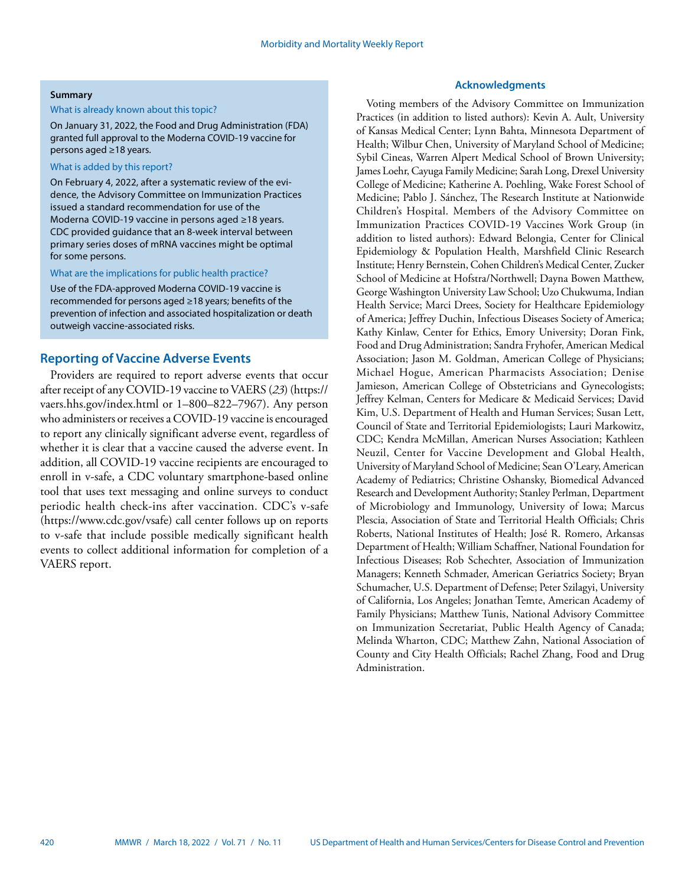**Summary**

What is already known about this topic?

On January 31, 2022, the Food and Drug Administration (FDA) granted full approval to the Moderna COVID-19 vaccine for persons aged ≥18 years.

What is added by this report?

On February 4, 2022, after a systematic review of the evidence, the Advisory Committee on Immunization Practices issued a standard recommendation for use of the Moderna COVID-19 vaccine in persons aged ≥18 years. CDC provided guidance that an 8-week interval between primary series doses of mRNA vaccines might be optimal for some persons.

What are the implications for public health practice?

Use of the FDA-approved Moderna COVID-19 vaccine is recommended for persons aged ≥18 years; benefits of the prevention of infection and associated hospitalization or death outweigh vaccine-associated risks.

## Reporting of Vaccine Adverse Events

Providers are required to report adverse events that occur after receipt of any COVID-19 vaccine to VAERS (*23*) (https://vaers.hhs.gov/index.html or 1–800–822–7967). Any person who administers or receives a COVID-19 vaccine is encouraged to report any clinically significant adverse event, regardless of whether it is clear that a vaccine caused the adverse event. In addition, all COVID-19 vaccine recipients are encouraged to enroll in v-safe, a CDC voluntary smartphone-based online tool that uses text messaging and online surveys to conduct periodic health check-ins after vaccination. CDC's v-safe (https://www.cdc.gov/vsafe) call center follows up on reports to v-safe that include possible medically significant health events to collect additional information for completion of a VAERS report.

## Acknowledgments

Voting members of the Advisory Committee on Immunization Practices (in addition to listed authors): Kevin A. Ault, University of Kansas Medical Center; Lynn Bahta, Minnesota Department of Health; Wilbur Chen, University of Maryland School of Medicine; Sybil Cineas, Warren Alpert Medical School of Brown University; James Loehr, Cayuga Family Medicine; Sarah Long, Drexel University College of Medicine; Katherine A. Poehling, Wake Forest School of Medicine; Pablo J. Sánchez, The Research Institute at Nationwide Children's Hospital. Members of the Advisory Committee on Immunization Practices COVID-19 Vaccines Work Group (in addition to listed authors): Edward Belongia, Center for Clinical Epidemiology & Population Health, Marshfield Clinic Research Institute; Henry Bernstein, Cohen Children's Medical Center, Zucker School of Medicine at Hofstra/Northwell; Dayna Bowen Matthew, George Washington University Law School; Uzo Chukwuma, Indian Health Service; Marci Drees, Society for Healthcare Epidemiology of America; Jeffrey Duchin, Infectious Diseases Society of America; Kathy Kinlaw, Center for Ethics, Emory University; Doran Fink, Food and Drug Administration; Sandra Fryhofer, American Medical Association; Jason M. Goldman, American College of Physicians; Michael Hogue, American Pharmacists Association; Denise Jamieson, American College of Obstetricians and Gynecologists; Jeffrey Kelman, Centers for Medicare & Medicaid Services; David Kim, U.S. Department of Health and Human Services; Susan Lett, Council of State and Territorial Epidemiologists; Lauri Markowitz, CDC; Kendra McMillan, American Nurses Association; Kathleen Neuzil, Center for Vaccine Development and Global Health, University of Maryland School of Medicine; Sean O'Leary, American Academy of Pediatrics; Christine Oshansky, Biomedical Advanced Research and Development Authority; Stanley Perlman, Department of Microbiology and Immunology, University of Iowa; Marcus Plescia, Association of State and Territorial Health Officials; Chris Roberts, National Institutes of Health; José R. Romero, Arkansas Department of Health; William Schaffner, National Foundation for Infectious Diseases; Rob Schechter, Association of Immunization Managers; Kenneth Schmader, American Geriatrics Society; Bryan Schumacher, U.S. Department of Defense; Peter Szilagyi, University of California, Los Angeles; Jonathan Temte, American Academy of Family Physicians; Matthew Tunis, National Advisory Committee on Immunization Secretariat, Public Health Agency of Canada; Melinda Wharton, CDC; Matthew Zahn, National Association of County and City Health Officials; Rachel Zhang, Food and Drug Administration.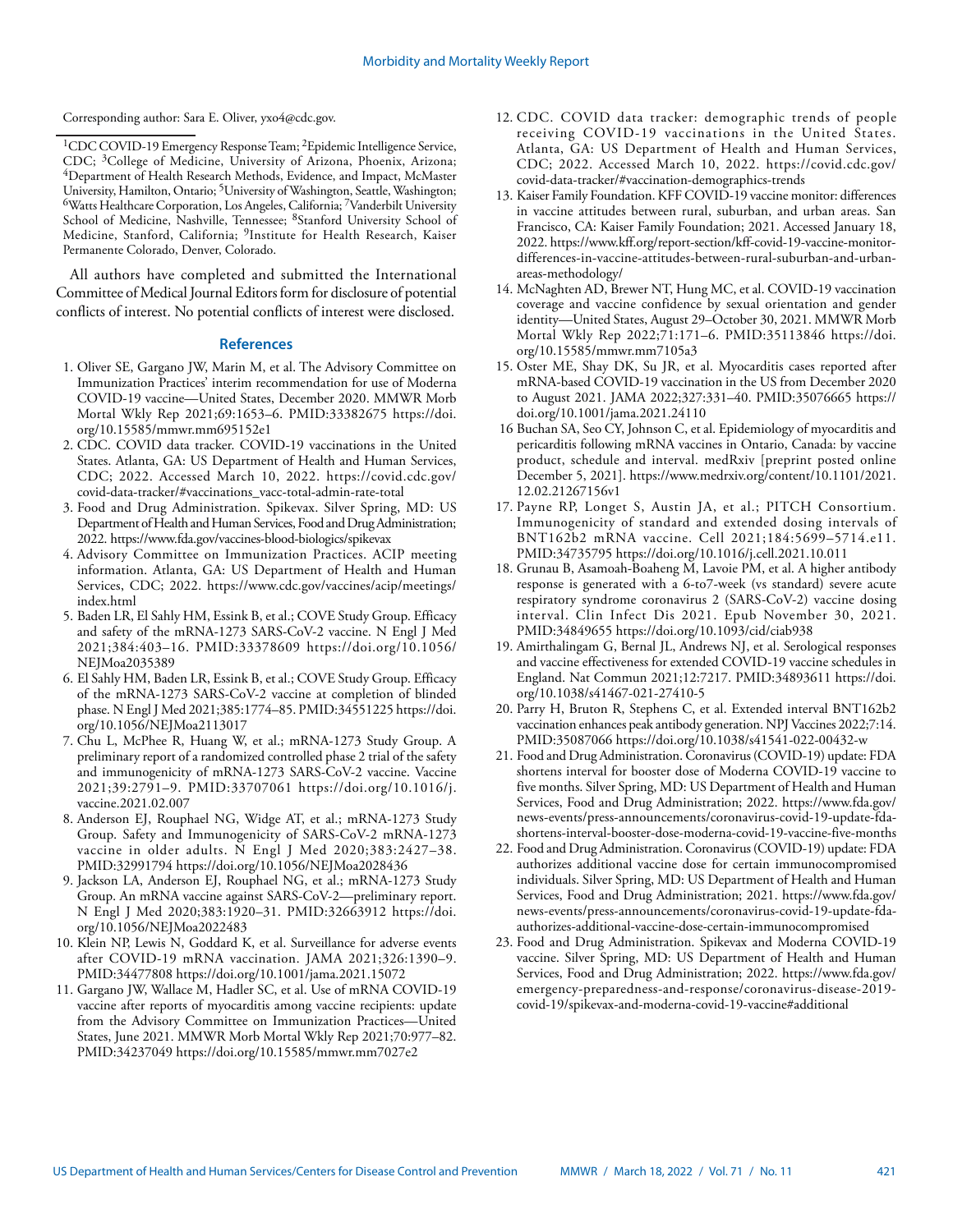Corresponding author: Sara E. Oliver, yxo4@cdc.gov.

[1]CDC COVID-19 Emergency Response Team; [2]Epidemic Intelligence Service, CDC; [3]College of Medicine, University of Arizona, Phoenix, Arizona; [4]Department of Health Research Methods, Evidence, and Impact, McMaster University, Hamilton, Ontario; [5]University of Washington, Seattle, Washington; [6]Watts Healthcare Corporation, Los Angeles, California; [7]Vanderbilt University School of Medicine, Nashville, Tennessee; [8]Stanford University School of Medicine, Stanford, California; [9]Institute for Health Research, Kaiser Permanente Colorado, Denver, Colorado.

All authors have completed and submitted the International Committee of Medical Journal Editors form for disclosure of potential conflicts of interest. No potential conflicts of interest were disclosed.

## References

1. Oliver SE, Gargano JW, Marin M, et al. The Advisory Committee on Immunization Practices' interim recommendation for use of Moderna COVID-19 vaccine—United States, December 2020. MMWR Morb Mortal Wkly Rep 2021;69:1653–6. PMID:33382675 https://doi.org/10.15585/mmwr.mm695152e1
2. CDC. COVID data tracker. COVID-19 vaccinations in the United States. Atlanta, GA: US Department of Health and Human Services, CDC; 2022. Accessed March 10, 2022. https://covid.cdc.gov/covid-data-tracker/#vaccinations_vacc-total-admin-rate-total
3. Food and Drug Administration. Spikevax. Silver Spring, MD: US Department of Health and Human Services, Food and Drug Administration; 2022. https://www.fda.gov/vaccines-blood-biologics/spikevax
4. Advisory Committee on Immunization Practices. ACIP meeting information. Atlanta, GA: US Department of Health and Human Services, CDC; 2022. https://www.cdc.gov/vaccines/acip/meetings/index.html
5. Baden LR, El Sahly HM, Essink B, et al.; COVE Study Group. Efficacy and safety of the mRNA-1273 SARS-CoV-2 vaccine. N Engl J Med 2021;384:403–16. PMID:33378609 https://doi.org/10.1056/NEJMoa2035389
6. El Sahly HM, Baden LR, Essink B, et al.; COVE Study Group. Efficacy of the mRNA-1273 SARS-CoV-2 vaccine at completion of blinded phase. N Engl J Med 2021;385:1774–85. PMID:34551225 https://doi.org/10.1056/NEJMoa2113017
7. Chu L, McPhee R, Huang W, et al.; mRNA-1273 Study Group. A preliminary report of a randomized controlled phase 2 trial of the safety and immunogenicity of mRNA-1273 SARS-CoV-2 vaccine. Vaccine 2021;39:2791–9. PMID:33707061 https://doi.org/10.1016/j.vaccine.2021.02.007
8. Anderson EJ, Rouphael NG, Widge AT, et al.; mRNA-1273 Study Group. Safety and Immunogenicity of SARS-CoV-2 mRNA-1273 vaccine in older adults. N Engl J Med 2020;383:2427–38. PMID:32991794 https://doi.org/10.1056/NEJMoa2028436
9. Jackson LA, Anderson EJ, Rouphael NG, et al.; mRNA-1273 Study Group. An mRNA vaccine against SARS-CoV-2—preliminary report. N Engl J Med 2020;383:1920–31. PMID:32663912 https://doi.org/10.1056/NEJMoa2022483
10. Klein NP, Lewis N, Goddard K, et al. Surveillance for adverse events after COVID-19 mRNA vaccination. JAMA 2021;326:1390–9. PMID:34477808 https://doi.org/10.1001/jama.2021.15072
11. Gargano JW, Wallace M, Hadler SC, et al. Use of mRNA COVID-19 vaccine after reports of myocarditis among vaccine recipients: update from the Advisory Committee on Immunization Practices—United States, June 2021. MMWR Morb Mortal Wkly Rep 2021;70:977–82. PMID:34237049 https://doi.org/10.15585/mmwr.mm7027e2
12. CDC. COVID data tracker: demographic trends of people receiving COVID-19 vaccinations in the United States. Atlanta, GA: US Department of Health and Human Services, CDC; 2022. Accessed March 10, 2022. https://covid.cdc.gov/covid-data-tracker/#vaccination-demographics-trends
13. Kaiser Family Foundation. KFF COVID-19 vaccine monitor: differences in vaccine attitudes between rural, suburban, and urban areas. San Francisco, CA: Kaiser Family Foundation; 2021. Accessed January 18, 2022. https://www.kff.org/report-section/kff-covid-19-vaccine-monitor-differences-in-vaccine-attitudes-between-rural-suburban-and-urban-areas-methodology/
14. McNaghten AD, Brewer NT, Hung MC, et al. COVID-19 vaccination coverage and vaccine confidence by sexual orientation and gender identity—United States, August 29–October 30, 2021. MMWR Morb Mortal Wkly Rep 2022;71:171–6. PMID:35113846 https://doi.org/10.15585/mmwr.mm7105a3
15. Oster ME, Shay DK, Su JR, et al. Myocarditis cases reported after mRNA-based COVID-19 vaccination in the US from December 2020 to August 2021. JAMA 2022;327:331–40. PMID:35076665 https://doi.org/10.1001/jama.2021.24110
16. Buchan SA, Seo CY, Johnson C, et al. Epidemiology of myocarditis and pericarditis following mRNA vaccines in Ontario, Canada: by vaccine product, schedule and interval. medRxiv [preprint posted online December 5, 2021]. https://www.medrxiv.org/content/10.1101/2021.12.02.21267156v1
17. Payne RP, Longet S, Austin JA, et al.; PITCH Consortium. Immunogenicity of standard and extended dosing intervals of BNT162b2 mRNA vaccine. Cell 2021;184:5699–5714.e11. PMID:34735795 https://doi.org/10.1016/j.cell.2021.10.011
18. Grunau B, Asamoah-Boaheng M, Lavoie PM, et al. A higher antibody response is generated with a 6-to7-week (vs standard) severe acute respiratory syndrome coronavirus 2 (SARS-CoV-2) vaccine dosing interval. Clin Infect Dis 2021. Epub November 30, 2021. PMID:34849655 https://doi.org/10.1093/cid/ciab938
19. Amirthalingam G, Bernal JL, Andrews NJ, et al. Serological responses and vaccine effectiveness for extended COVID-19 vaccine schedules in England. Nat Commun 2021;12:7217. PMID:34893611 https://doi.org/10.1038/s41467-021-27410-5
20. Parry H, Bruton R, Stephens C, et al. Extended interval BNT162b2 vaccination enhances peak antibody generation. NPJ Vaccines 2022;7:14. PMID:35087066 https://doi.org/10.1038/s41541-022-00432-w
21. Food and Drug Administration. Coronavirus (COVID-19) update: FDA shortens interval for booster dose of Moderna COVID-19 vaccine to five months. Silver Spring, MD: US Department of Health and Human Services, Food and Drug Administration; 2022. https://www.fda.gov/news-events/press-announcements/coronavirus-covid-19-update-fda-shortens-interval-booster-dose-moderna-covid-19-vaccine-five-months
22. Food and Drug Administration. Coronavirus (COVID-19) update: FDA authorizes additional vaccine dose for certain immunocompromised individuals. Silver Spring, MD: US Department of Health and Human Services, Food and Drug Administration; 2021. https://www.fda.gov/news-events/press-announcements/coronavirus-covid-19-update-fda-authorizes-additional-vaccine-dose-certain-immunocompromised
23. Food and Drug Administration. Spikevax and Moderna COVID-19 vaccine. Silver Spring, MD: US Department of Health and Human Services, Food and Drug Administration; 2022. https://www.fda.gov/emergency-preparedness-and-response/coronavirus-disease-2019-covid-19/spikevax-and-moderna-covid-19-vaccine#additional